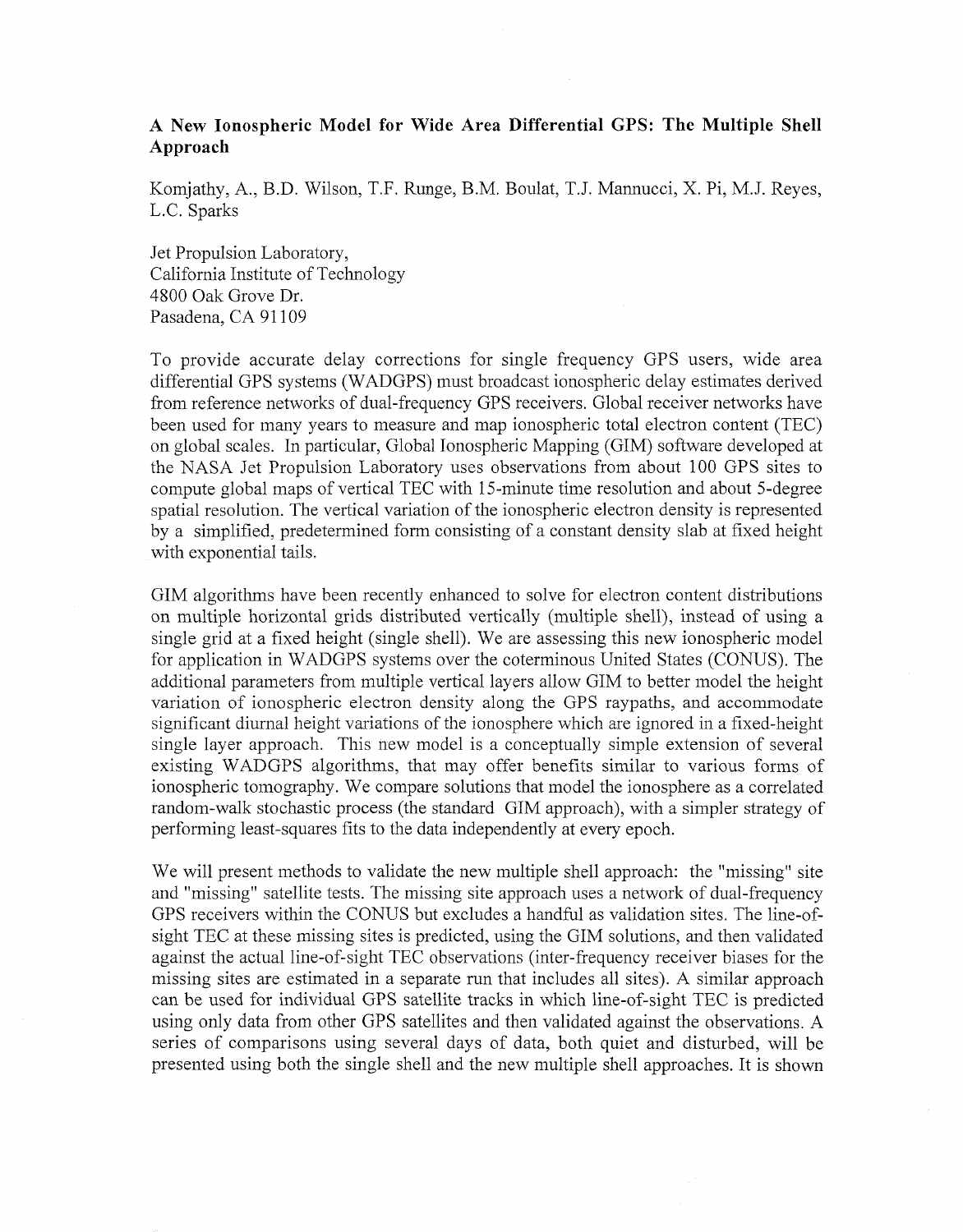## A New Ionospheric Model for Wide Area Differential GPS: The Multiple Shell Approach

Komjathy, A., B.D. Wilson, T.F. Runge, B.M. Boulat, T.J. Mannucci, X. Pi, M.J. Reyes, L.C. Sparks

Jet Propulsion Laboratory,
California Institute of Technology
4800 Oak Grove Dr.
Pasadena, CA 91109

To provide accurate delay corrections for single frequency GPS users, wide area differential GPS systems (WADGPS) must broadcast ionospheric delay estimates derived from reference networks of dual-frequency GPS receivers. Global receiver networks have been used for many years to measure and map ionospheric total electron content (TEC) on global scales. In particular, Global Ionospheric Mapping (GIM) software developed at the NASA Jet Propulsion Laboratory uses observations from about 100 GPS sites to compute global maps of vertical TEC with 15-minute time resolution and about 5-degree spatial resolution. The vertical variation of the ionospheric electron density is represented by a simplified, predetermined form consisting of a constant density slab at fixed height with exponential tails.

GIM algorithms have been recently enhanced to solve for electron content distributions on multiple horizontal grids distributed vertically (multiple shell), instead of using a single grid at a fixed height (single shell). We are assessing this new ionospheric model for application in WADGPS systems over the coterminous United States (CONUS). The additional parameters from multiple vertical layers allow GIM to better model the height variation of ionospheric electron density along the GPS raypaths, and accommodate significant diurnal height variations of the ionosphere which are ignored in a fixed-height single layer approach. This new model is a conceptually simple extension of several existing WADGPS algorithms, that may offer benefits similar to various forms of ionospheric tomography. We compare solutions that model the ionosphere as a correlated random-walk stochastic process (the standard GIM approach), with a simpler strategy of performing least-squares fits to the data independently at every epoch.

We will present methods to validate the new multiple shell approach: the "missing" site and "missing" satellite tests. The missing site approach uses a network of dual-frequency GPS receivers within the CONUS but excludes a handful as validation sites. The line-of-sight TEC at these missing sites is predicted, using the GIM solutions, and then validated against the actual line-of-sight TEC observations (inter-frequency receiver biases for the missing sites are estimated in a separate run that includes all sites). A similar approach can be used for individual GPS satellite tracks in which line-of-sight TEC is predicted using only data from other GPS satellites and then validated against the observations. A series of comparisons using several days of data, both quiet and disturbed, will be presented using both the single shell and the new multiple shell approaches. It is shown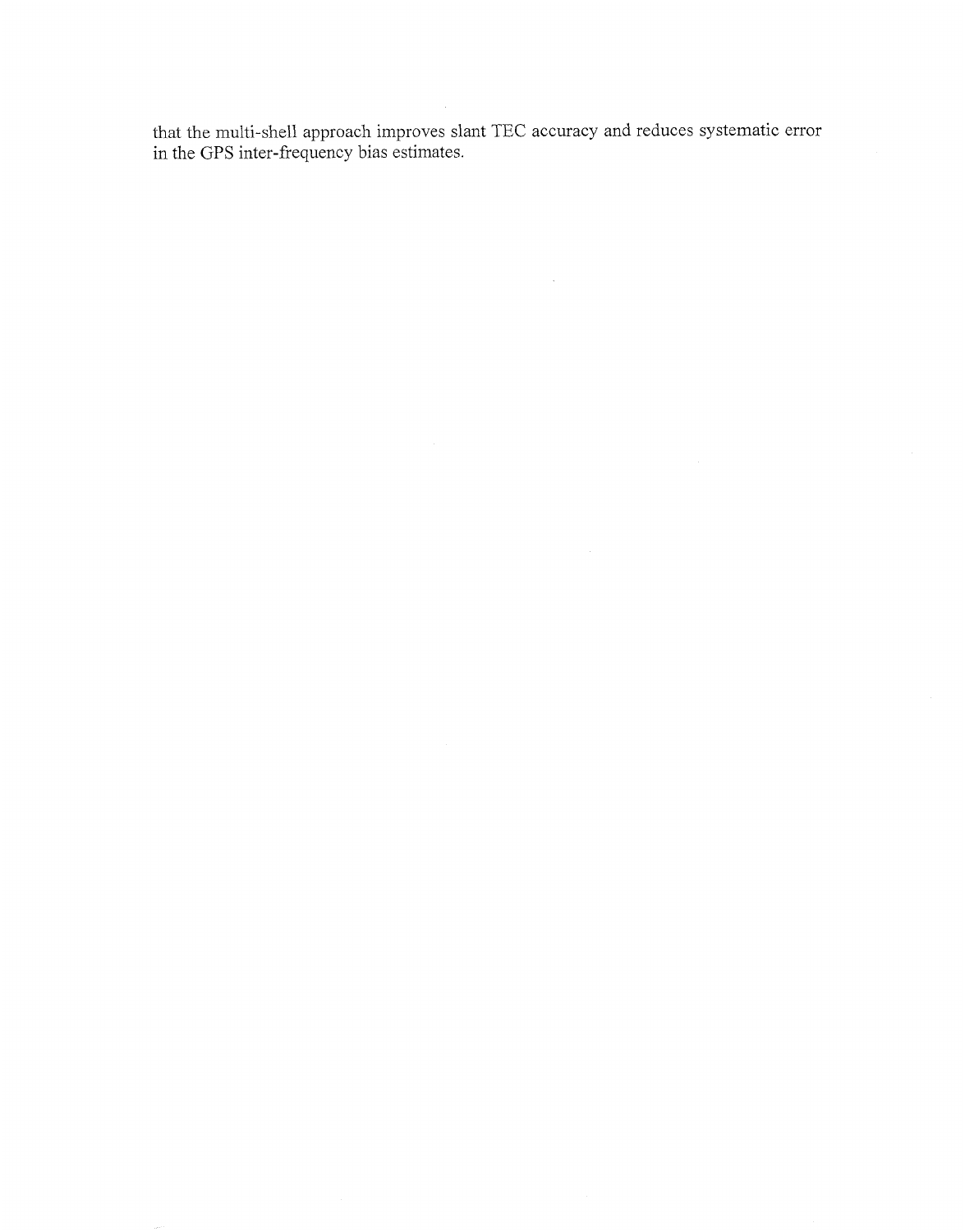that the multi-shell approach improves slant TEC accuracy and reduces systematic error in the GPS inter-frequency bias estimates.